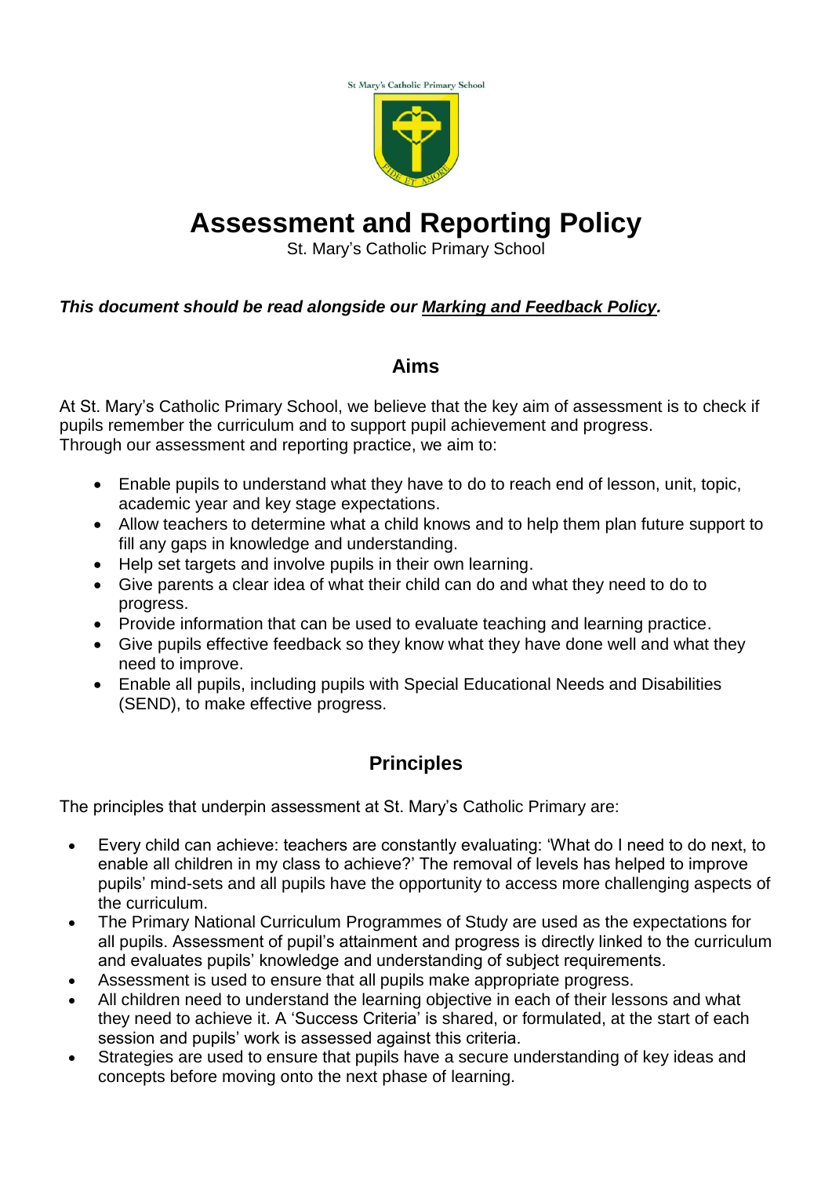St Mary's Catholic Primary School

# Assessment and Reporting Policy

St. Mary's Catholic Primary School

***This document should be read alongside our <u>Marking and Feedback Policy</u>.***

## Aims

At St. Mary's Catholic Primary School, we believe that the key aim of assessment is to check if pupils remember the curriculum and to support pupil achievement and progress.
Through our assessment and reporting practice, we aim to:

- Enable pupils to understand what they have to do to reach end of lesson, unit, topic, academic year and key stage expectations.
- Allow teachers to determine what a child knows and to help them plan future support to fill any gaps in knowledge and understanding.
- Help set targets and involve pupils in their own learning.
- Give parents a clear idea of what their child can do and what they need to do to progress.
- Provide information that can be used to evaluate teaching and learning practice.
- Give pupils effective feedback so they know what they have done well and what they need to improve.
- Enable all pupils, including pupils with Special Educational Needs and Disabilities (SEND), to make effective progress.

## Principles

The principles that underpin assessment at St. Mary's Catholic Primary are:

- Every child can achieve: teachers are constantly evaluating: 'What do I need to do next, to enable all children in my class to achieve?' The removal of levels has helped to improve pupils' mind-sets and all pupils have the opportunity to access more challenging aspects of the curriculum.
- The Primary National Curriculum Programmes of Study are used as the expectations for all pupils. Assessment of pupil's attainment and progress is directly linked to the curriculum and evaluates pupils' knowledge and understanding of subject requirements.
- Assessment is used to ensure that all pupils make appropriate progress.
- All children need to understand the learning objective in each of their lessons and what they need to achieve it. A 'Success Criteria' is shared, or formulated, at the start of each session and pupils' work is assessed against this criteria.
- Strategies are used to ensure that pupils have a secure understanding of key ideas and concepts before moving onto the next phase of learning.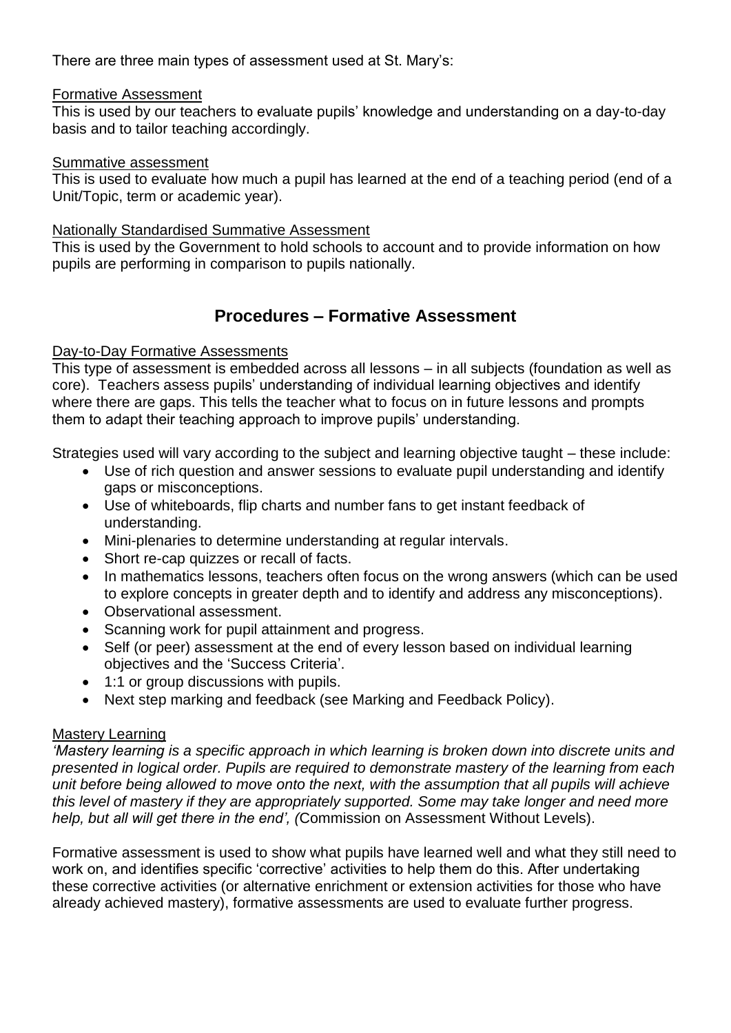There are three main types of assessment used at St. Mary's:

Formative Assessment

This is used by our teachers to evaluate pupils' knowledge and understanding on a day-to-day basis and to tailor teaching accordingly.

Summative assessment

This is used to evaluate how much a pupil has learned at the end of a teaching period (end of a Unit/Topic, term or academic year).

Nationally Standardised Summative Assessment

This is used by the Government to hold schools to account and to provide information on how pupils are performing in comparison to pupils nationally.

## Procedures – Formative Assessment

Day-to-Day Formative Assessments

This type of assessment is embedded across all lessons – in all subjects (foundation as well as core). Teachers assess pupils' understanding of individual learning objectives and identify where there are gaps. This tells the teacher what to focus on in future lessons and prompts them to adapt their teaching approach to improve pupils' understanding.

Strategies used will vary according to the subject and learning objective taught – these include:

- Use of rich question and answer sessions to evaluate pupil understanding and identify gaps or misconceptions.
- Use of whiteboards, flip charts and number fans to get instant feedback of understanding.
- Mini-plenaries to determine understanding at regular intervals.
- Short re-cap quizzes or recall of facts.
- In mathematics lessons, teachers often focus on the wrong answers (which can be used to explore concepts in greater depth and to identify and address any misconceptions).
- Observational assessment.
- Scanning work for pupil attainment and progress.
- Self (or peer) assessment at the end of every lesson based on individual learning objectives and the 'Success Criteria'.
- 1:1 or group discussions with pupils.
- Next step marking and feedback (see Marking and Feedback Policy).

Mastery Learning

*'Mastery learning is a specific approach in which learning is broken down into discrete units and presented in logical order. Pupils are required to demonstrate mastery of the learning from each unit before being allowed to move onto the next, with the assumption that all pupils will achieve this level of mastery if they are appropriately supported. Some may take longer and need more help, but all will get there in the end', (*Commission on Assessment Without Levels).

Formative assessment is used to show what pupils have learned well and what they still need to work on, and identifies specific 'corrective' activities to help them do this. After undertaking these corrective activities (or alternative enrichment or extension activities for those who have already achieved mastery), formative assessments are used to evaluate further progress.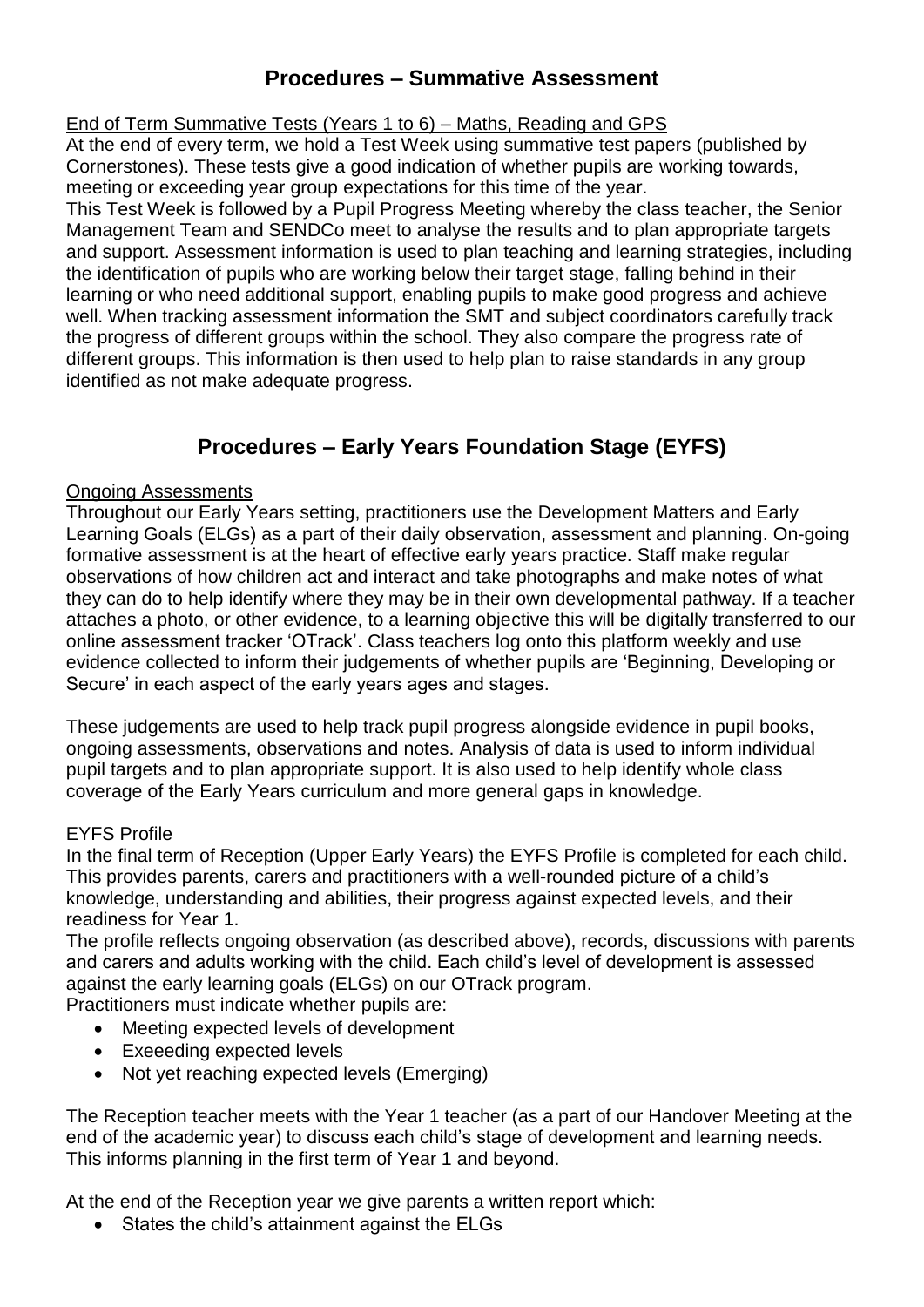## Procedures – Summative Assessment

End of Term Summative Tests (Years 1 to 6) – Maths, Reading and GPS

At the end of every term, we hold a Test Week using summative test papers (published by Cornerstones). These tests give a good indication of whether pupils are working towards, meeting or exceeding year group expectations for this time of the year.

This Test Week is followed by a Pupil Progress Meeting whereby the class teacher, the Senior Management Team and SENDCo meet to analyse the results and to plan appropriate targets and support. Assessment information is used to plan teaching and learning strategies, including the identification of pupils who are working below their target stage, falling behind in their learning or who need additional support, enabling pupils to make good progress and achieve well. When tracking assessment information the SMT and subject coordinators carefully track the progress of different groups within the school. They also compare the progress rate of different groups. This information is then used to help plan to raise standards in any group identified as not make adequate progress.

## Procedures – Early Years Foundation Stage (EYFS)

Ongoing Assessments

Throughout our Early Years setting, practitioners use the Development Matters and Early Learning Goals (ELGs) as a part of their daily observation, assessment and planning. On-going formative assessment is at the heart of effective early years practice. Staff make regular observations of how children act and interact and take photographs and make notes of what they can do to help identify where they may be in their own developmental pathway. If a teacher attaches a photo, or other evidence, to a learning objective this will be digitally transferred to our online assessment tracker 'OTrack'. Class teachers log onto this platform weekly and use evidence collected to inform their judgements of whether pupils are 'Beginning, Developing or Secure' in each aspect of the early years ages and stages.

These judgements are used to help track pupil progress alongside evidence in pupil books, ongoing assessments, observations and notes. Analysis of data is used to inform individual pupil targets and to plan appropriate support. It is also used to help identify whole class coverage of the Early Years curriculum and more general gaps in knowledge.

EYFS Profile

In the final term of Reception (Upper Early Years) the EYFS Profile is completed for each child. This provides parents, carers and practitioners with a well-rounded picture of a child's knowledge, understanding and abilities, their progress against expected levels, and their readiness for Year 1.

The profile reflects ongoing observation (as described above), records, discussions with parents and carers and adults working with the child. Each child's level of development is assessed against the early learning goals (ELGs) on our OTrack program.

Practitioners must indicate whether pupils are:

- Meeting expected levels of development
- Exeeeding expected levels
- Not yet reaching expected levels (Emerging)

The Reception teacher meets with the Year 1 teacher (as a part of our Handover Meeting at the end of the academic year) to discuss each child's stage of development and learning needs. This informs planning in the first term of Year 1 and beyond.

At the end of the Reception year we give parents a written report which:

- States the child's attainment against the ELGs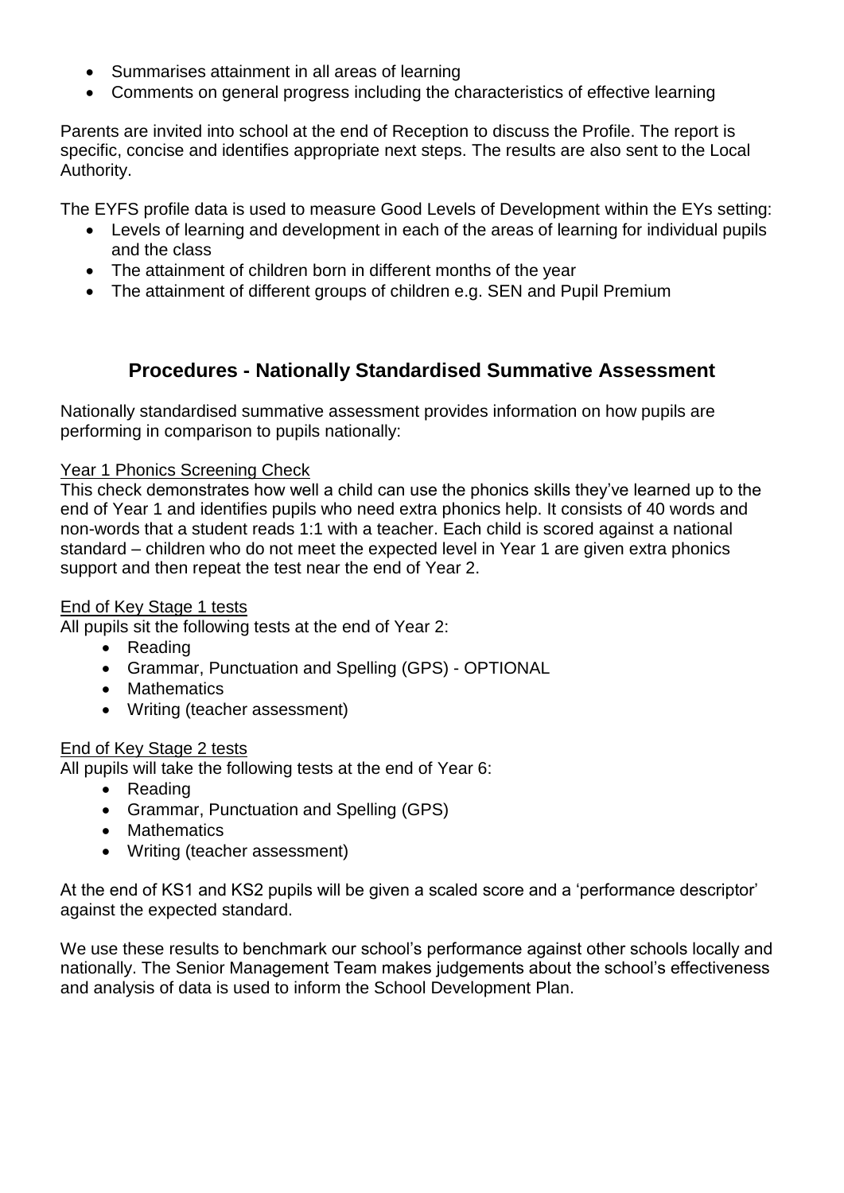- Summarises attainment in all areas of learning
- Comments on general progress including the characteristics of effective learning

Parents are invited into school at the end of Reception to discuss the Profile. The report is specific, concise and identifies appropriate next steps. The results are also sent to the Local Authority.

The EYFS profile data is used to measure Good Levels of Development within the EYs setting:

- Levels of learning and development in each of the areas of learning for individual pupils and the class
- The attainment of children born in different months of the year
- The attainment of different groups of children e.g. SEN and Pupil Premium

## Procedures - Nationally Standardised Summative Assessment

Nationally standardised summative assessment provides information on how pupils are performing in comparison to pupils nationally:

Year 1 Phonics Screening Check

This check demonstrates how well a child can use the phonics skills they've learned up to the end of Year 1 and identifies pupils who need extra phonics help. It consists of 40 words and non-words that a student reads 1:1 with a teacher. Each child is scored against a national standard – children who do not meet the expected level in Year 1 are given extra phonics support and then repeat the test near the end of Year 2.

End of Key Stage 1 tests

All pupils sit the following tests at the end of Year 2:

- Reading
- Grammar, Punctuation and Spelling (GPS) - OPTIONAL
- Mathematics
- Writing (teacher assessment)

End of Key Stage 2 tests

All pupils will take the following tests at the end of Year 6:

- Reading
- Grammar, Punctuation and Spelling (GPS)
- Mathematics
- Writing (teacher assessment)

At the end of KS1 and KS2 pupils will be given a scaled score and a 'performance descriptor' against the expected standard.

We use these results to benchmark our school's performance against other schools locally and nationally. The Senior Management Team makes judgements about the school's effectiveness and analysis of data is used to inform the School Development Plan.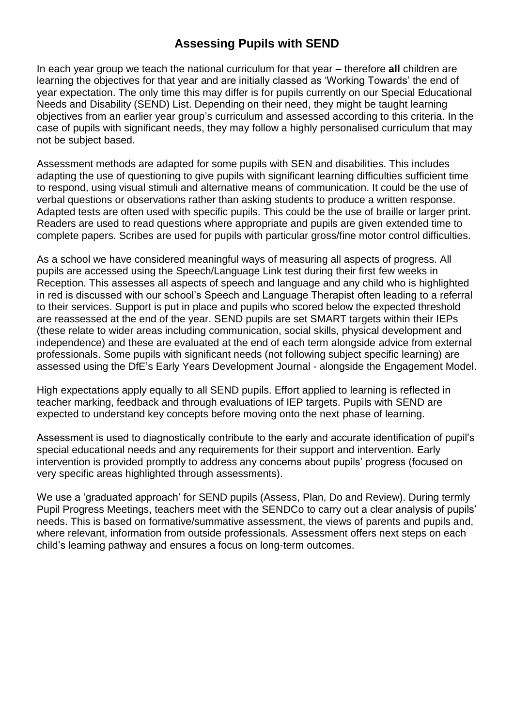## Assessing Pupils with SEND

In each year group we teach the national curriculum for that year – therefore **all** children are learning the objectives for that year and are initially classed as 'Working Towards' the end of year expectation. The only time this may differ is for pupils currently on our Special Educational Needs and Disability (SEND) List. Depending on their need, they might be taught learning objectives from an earlier year group's curriculum and assessed according to this criteria. In the case of pupils with significant needs, they may follow a highly personalised curriculum that may not be subject based.

Assessment methods are adapted for some pupils with SEN and disabilities. This includes adapting the use of questioning to give pupils with significant learning difficulties sufficient time to respond, using visual stimuli and alternative means of communication. It could be the use of verbal questions or observations rather than asking students to produce a written response. Adapted tests are often used with specific pupils. This could be the use of braille or larger print. Readers are used to read questions where appropriate and pupils are given extended time to complete papers. Scribes are used for pupils with particular gross/fine motor control difficulties.

As a school we have considered meaningful ways of measuring all aspects of progress. All pupils are accessed using the Speech/Language Link test during their first few weeks in Reception. This assesses all aspects of speech and language and any child who is highlighted in red is discussed with our school's Speech and Language Therapist often leading to a referral to their services. Support is put in place and pupils who scored below the expected threshold are reassessed at the end of the year. SEND pupils are set SMART targets within their IEPs (these relate to wider areas including communication, social skills, physical development and independence) and these are evaluated at the end of each term alongside advice from external professionals. Some pupils with significant needs (not following subject specific learning) are assessed using the DfE's Early Years Development Journal - alongside the Engagement Model.

High expectations apply equally to all SEND pupils. Effort applied to learning is reflected in teacher marking, feedback and through evaluations of IEP targets. Pupils with SEND are expected to understand key concepts before moving onto the next phase of learning.

Assessment is used to diagnostically contribute to the early and accurate identification of pupil's special educational needs and any requirements for their support and intervention. Early intervention is provided promptly to address any concerns about pupils' progress (focused on very specific areas highlighted through assessments).

We use a 'graduated approach' for SEND pupils (Assess, Plan, Do and Review). During termly Pupil Progress Meetings, teachers meet with the SENDCo to carry out a clear analysis of pupils' needs. This is based on formative/summative assessment, the views of parents and pupils and, where relevant, information from outside professionals. Assessment offers next steps on each child's learning pathway and ensures a focus on long-term outcomes.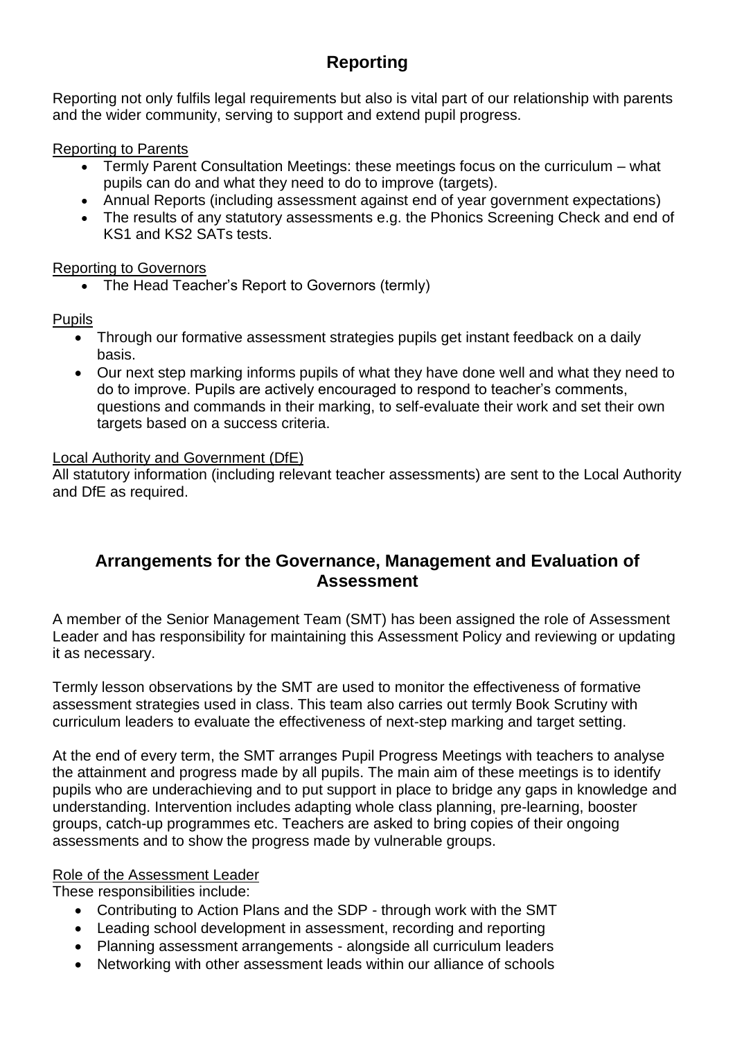## Reporting

Reporting not only fulfils legal requirements but also is vital part of our relationship with parents and the wider community, serving to support and extend pupil progress.

Reporting to Parents

- Termly Parent Consultation Meetings: these meetings focus on the curriculum – what pupils can do and what they need to do to improve (targets).
- Annual Reports (including assessment against end of year government expectations)
- The results of any statutory assessments e.g. the Phonics Screening Check and end of KS1 and KS2 SATs tests.

Reporting to Governors

- The Head Teacher's Report to Governors (termly)

Pupils

- Through our formative assessment strategies pupils get instant feedback on a daily basis.
- Our next step marking informs pupils of what they have done well and what they need to do to improve. Pupils are actively encouraged to respond to teacher's comments, questions and commands in their marking, to self-evaluate their work and set their own targets based on a success criteria.

Local Authority and Government (DfE)

All statutory information (including relevant teacher assessments) are sent to the Local Authority and DfE as required.

## Arrangements for the Governance, Management and Evaluation of Assessment

A member of the Senior Management Team (SMT) has been assigned the role of Assessment Leader and has responsibility for maintaining this Assessment Policy and reviewing or updating it as necessary.

Termly lesson observations by the SMT are used to monitor the effectiveness of formative assessment strategies used in class. This team also carries out termly Book Scrutiny with curriculum leaders to evaluate the effectiveness of next-step marking and target setting.

At the end of every term, the SMT arranges Pupil Progress Meetings with teachers to analyse the attainment and progress made by all pupils. The main aim of these meetings is to identify pupils who are underachieving and to put support in place to bridge any gaps in knowledge and understanding. Intervention includes adapting whole class planning, pre-learning, booster groups, catch-up programmes etc. Teachers are asked to bring copies of their ongoing assessments and to show the progress made by vulnerable groups.

Role of the Assessment Leader

These responsibilities include:

- Contributing to Action Plans and the SDP - through work with the SMT
- Leading school development in assessment, recording and reporting
- Planning assessment arrangements - alongside all curriculum leaders
- Networking with other assessment leads within our alliance of schools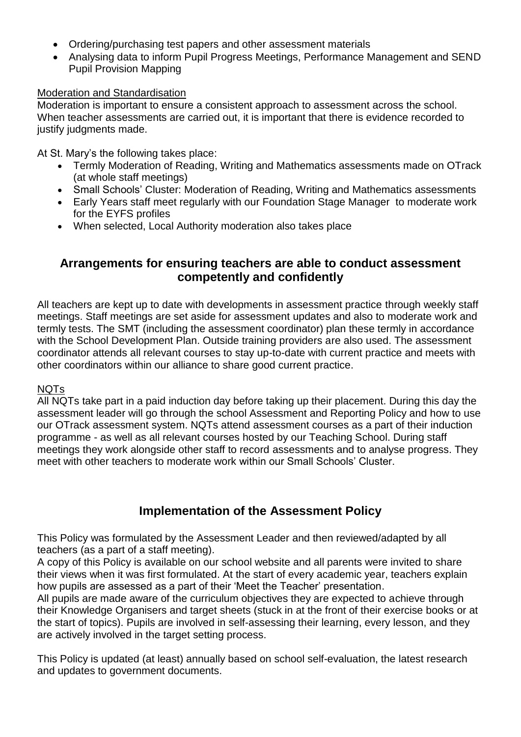- Ordering/purchasing test papers and other assessment materials
- Analysing data to inform Pupil Progress Meetings, Performance Management and SEND Pupil Provision Mapping

Moderation and Standardisation

Moderation is important to ensure a consistent approach to assessment across the school. When teacher assessments are carried out, it is important that there is evidence recorded to justify judgments made.

At St. Mary's the following takes place:

- Termly Moderation of Reading, Writing and Mathematics assessments made on OTrack (at whole staff meetings)
- Small Schools' Cluster: Moderation of Reading, Writing and Mathematics assessments
- Early Years staff meet regularly with our Foundation Stage Manager to moderate work for the EYFS profiles
- When selected, Local Authority moderation also takes place

## Arrangements for ensuring teachers are able to conduct assessment competently and confidently

All teachers are kept up to date with developments in assessment practice through weekly staff meetings. Staff meetings are set aside for assessment updates and also to moderate work and termly tests. The SMT (including the assessment coordinator) plan these termly in accordance with the School Development Plan. Outside training providers are also used. The assessment coordinator attends all relevant courses to stay up-to-date with current practice and meets with other coordinators within our alliance to share good current practice.

NQTs

All NQTs take part in a paid induction day before taking up their placement. During this day the assessment leader will go through the school Assessment and Reporting Policy and how to use our OTrack assessment system. NQTs attend assessment courses as a part of their induction programme - as well as all relevant courses hosted by our Teaching School. During staff meetings they work alongside other staff to record assessments and to analyse progress. They meet with other teachers to moderate work within our Small Schools' Cluster.

## Implementation of the Assessment Policy

This Policy was formulated by the Assessment Leader and then reviewed/adapted by all teachers (as a part of a staff meeting).

A copy of this Policy is available on our school website and all parents were invited to share their views when it was first formulated. At the start of every academic year, teachers explain how pupils are assessed as a part of their 'Meet the Teacher' presentation.

All pupils are made aware of the curriculum objectives they are expected to achieve through their Knowledge Organisers and target sheets (stuck in at the front of their exercise books or at the start of topics). Pupils are involved in self-assessing their learning, every lesson, and they are actively involved in the target setting process.

This Policy is updated (at least) annually based on school self-evaluation, the latest research and updates to government documents.